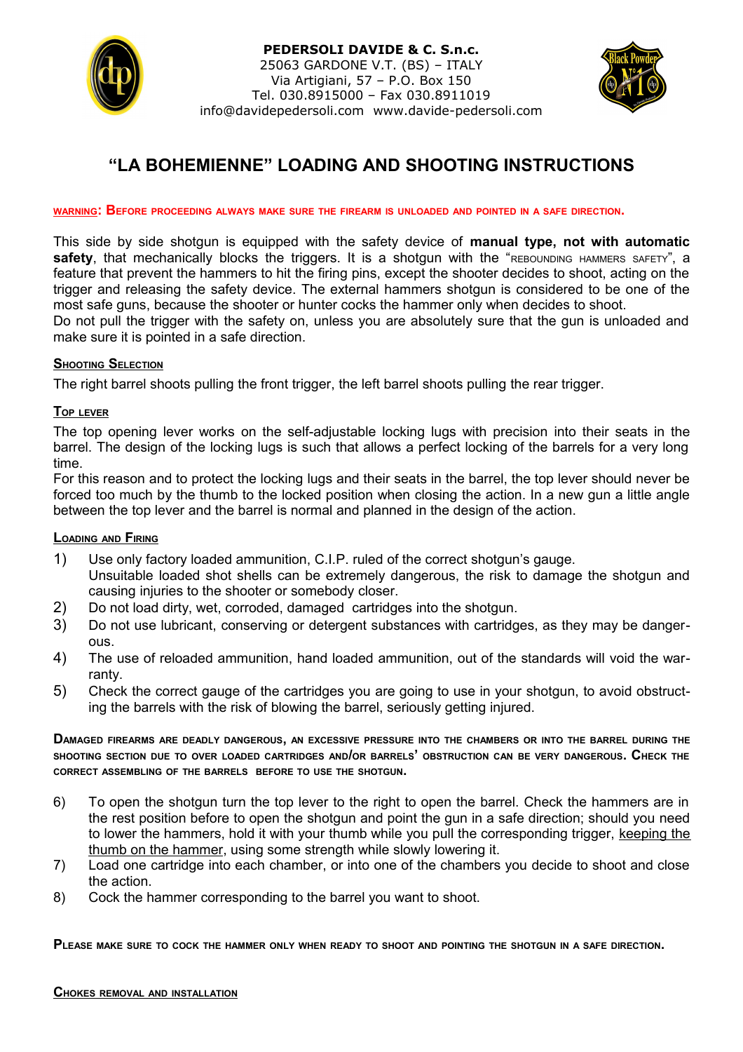**PEDERSOLI DAVIDE & C. S.n.c.**
25063 GARDONE V.T. (BS) – ITALY
Via Artigiani, 57 – P.O. Box 150
Tel. 030.8915000 – Fax 030.8911019
info@davidepedersoli.com www.davide-pedersoli.com

# "LA BOHEMIENNE" LOADING AND SHOOTING INSTRUCTIONS

**WARNING: BEFORE PROCEEDING ALWAYS MAKE SURE THE FIREARM IS UNLOADED AND POINTED IN A SAFE DIRECTION.**

This side by side shotgun is equipped with the safety device of **manual type, not with automatic safety**, that mechanically blocks the triggers. It is a shotgun with the "REBOUNDING HAMMERS SAFETY", a feature that prevent the hammers to hit the firing pins, except the shooter decides to shoot, acting on the trigger and releasing the safety device. The external hammers shotgun is considered to be one of the most safe guns, because the shooter or hunter cocks the hammer only when decides to shoot.
Do not pull the trigger with the safety on, unless you are absolutely sure that the gun is unloaded and make sure it is pointed in a safe direction.

## SHOOTING SELECTION

The right barrel shoots pulling the front trigger, the left barrel shoots pulling the rear trigger.

## TOP LEVER

The top opening lever works on the self-adjustable locking lugs with precision into their seats in the barrel. The design of the locking lugs is such that allows a perfect locking of the barrels for a very long time.
For this reason and to protect the locking lugs and their seats in the barrel, the top lever should never be forced too much by the thumb to the locked position when closing the action. In a new gun a little angle between the top lever and the barrel is normal and planned in the design of the action.

## LOADING AND FIRING

1) Use only factory loaded ammunition, C.I.P. ruled of the correct shotgun's gauge.
   Unsuitable loaded shot shells can be extremely dangerous, the risk to damage the shotgun and causing injuries to the shooter or somebody closer.
2) Do not load dirty, wet, corroded, damaged cartridges into the shotgun.
3) Do not use lubricant, conserving or detergent substances with cartridges, as they may be dangerous.
4) The use of reloaded ammunition, hand loaded ammunition, out of the standards will void the warranty.
5) Check the correct gauge of the cartridges you are going to use in your shotgun, to avoid obstructing the barrels with the risk of blowing the barrel, seriously getting injured.

**DAMAGED FIREARMS ARE DEADLY DANGEROUS, AN EXCESSIVE PRESSURE INTO THE CHAMBERS OR INTO THE BARREL DURING THE SHOOTING SECTION DUE TO OVER LOADED CARTRIDGES AND/OR BARRELS' OBSTRUCTION CAN BE VERY DANGEROUS. CHECK THE CORRECT ASSEMBLING OF THE BARRELS BEFORE TO USE THE SHOTGUN.**

6) To open the shotgun turn the top lever to the right to open the barrel. Check the hammers are in the rest position before to open the shotgun and point the gun in a safe direction; should you need to lower the hammers, hold it with your thumb while you pull the corresponding trigger, keeping the thumb on the hammer, using some strength while slowly lowering it.
7) Load one cartridge into each chamber, or into one of the chambers you decide to shoot and close the action.
8) Cock the hammer corresponding to the barrel you want to shoot.

**PLEASE MAKE SURE TO COCK THE HAMMER ONLY WHEN READY TO SHOOT AND POINTING THE SHOTGUN IN A SAFE DIRECTION.**

## CHOKES REMOVAL AND INSTALLATION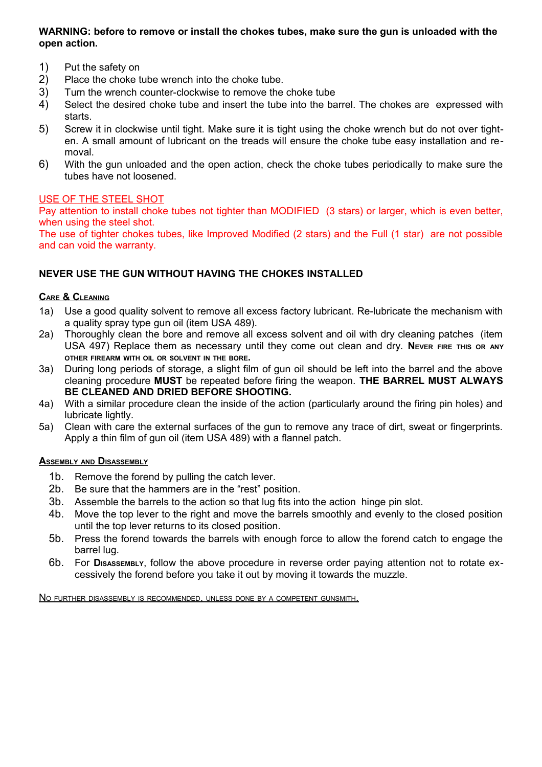**WARNING: before to remove or install the chokes tubes, make sure the gun is unloaded with the open action.**

1) Put the safety on
2) Place the choke tube wrench into the choke tube.
3) Turn the wrench counter-clockwise to remove the choke tube
4) Select the desired choke tube and insert the tube into the barrel. The chokes are expressed with starts.
5) Screw it in clockwise until tight. Make sure it is tight using the choke wrench but do not over tighten. A small amount of lubricant on the treads will ensure the choke tube easy installation and removal.
6) With the gun unloaded and the open action, check the choke tubes periodically to make sure the tubes have not loosened.

USE OF THE STEEL SHOT

Pay attention to install choke tubes not tighter than MODIFIED (3 stars) or larger, which is even better, when using the steel shot.

The use of tighter chokes tubes, like Improved Modified (2 stars) and the Full (1 star) are not possible and can void the warranty.

**NEVER USE THE GUN WITHOUT HAVING THE CHOKES INSTALLED**

**CARE & CLEANING**

1a) Use a good quality solvent to remove all excess factory lubricant. Re-lubricate the mechanism with a quality spray type gun oil (item USA 489).

2a) Thoroughly clean the bore and remove all excess solvent and oil with dry cleaning patches (item USA 497) Replace them as necessary until they come out clean and dry. **NEVER FIRE THIS OR ANY OTHER FIREARM WITH OIL OR SOLVENT IN THE BORE.**

3a) During long periods of storage, a slight film of gun oil should be left into the barrel and the above cleaning procedure **MUST** be repeated before firing the weapon. **THE BARREL MUST ALWAYS BE CLEANED AND DRIED BEFORE SHOOTING.**

4a) With a similar procedure clean the inside of the action (particularly around the firing pin holes) and lubricate lightly.

5a) Clean with care the external surfaces of the gun to remove any trace of dirt, sweat or fingerprints. Apply a thin film of gun oil (item USA 489) with a flannel patch.

**ASSEMBLY AND DISASSEMBLY**

1b. Remove the forend by pulling the catch lever.

2b. Be sure that the hammers are in the "rest" position.

3b. Assemble the barrels to the action so that lug fits into the action hinge pin slot.

4b. Move the top lever to the right and move the barrels smoothly and evenly to the closed position until the top lever returns to its closed position.

5b. Press the forend towards the barrels with enough force to allow the forend catch to engage the barrel lug.

6b. For **DISASSEMBLY**, follow the above procedure in reverse order paying attention not to rotate excessively the forend before you take it out by moving it towards the muzzle.

NO FURTHER DISASSEMBLY IS RECOMMENDED, UNLESS DONE BY A COMPETENT GUNSMITH.